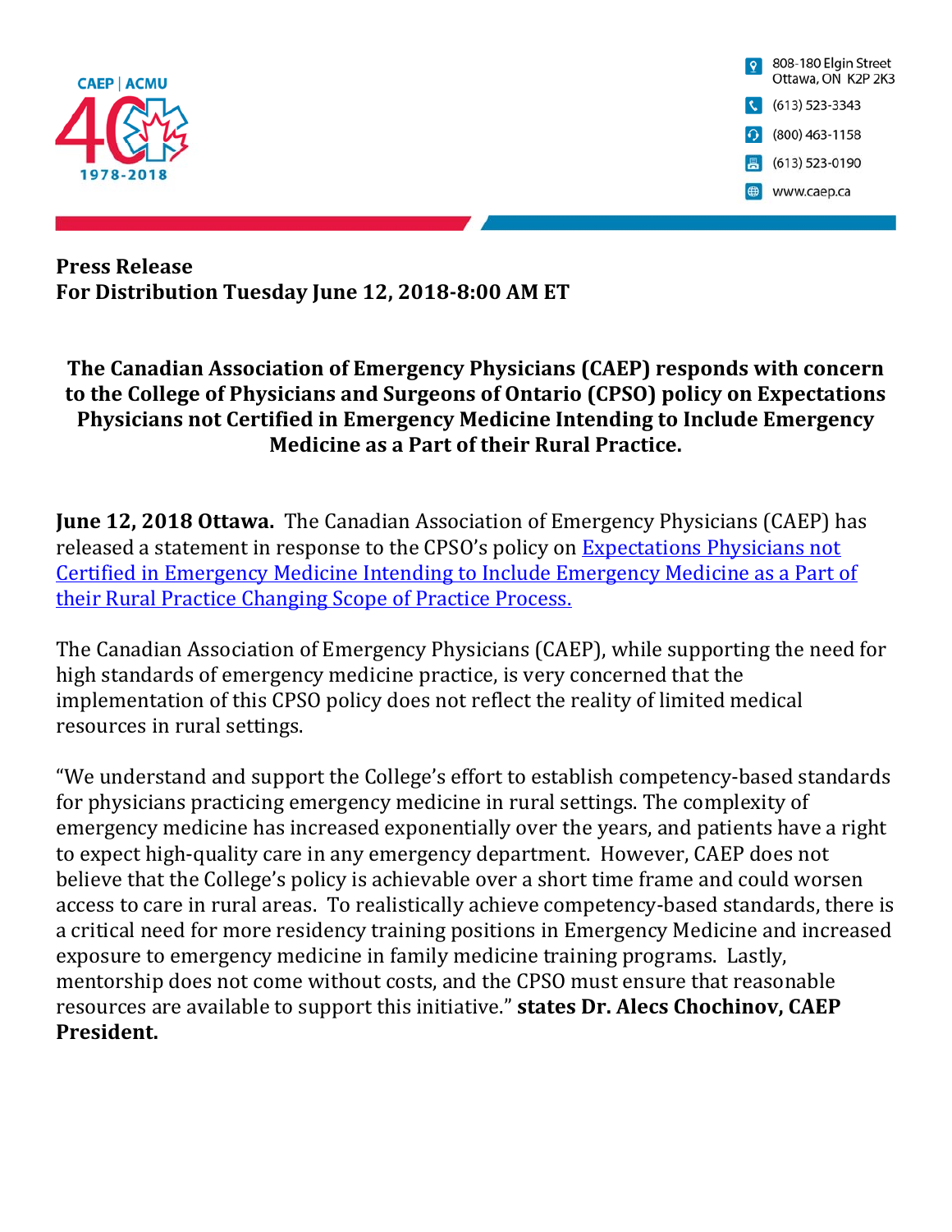CAEP | ACMU

1978-2018

808-180 Elgin Street
Ottawa, ON K2P 2K3

(613) 523-3343

(800) 463-1158

(613) 523-0190

www.caep.ca

**Press Release**
**For Distribution Tuesday June 12, 2018-8:00 AM ET**

## The Canadian Association of Emergency Physicians (CAEP) responds with concern to the College of Physicians and Surgeons of Ontario (CPSO) policy on Expectations Physicians not Certified in Emergency Medicine Intending to Include Emergency Medicine as a Part of their Rural Practice.

**June 12, 2018 Ottawa.** The Canadian Association of Emergency Physicians (CAEP) has released a statement in response to the CPSO's policy on Expectations Physicians not Certified in Emergency Medicine Intending to Include Emergency Medicine as a Part of their Rural Practice Changing Scope of Practice Process.

The Canadian Association of Emergency Physicians (CAEP), while supporting the need for high standards of emergency medicine practice, is very concerned that the implementation of this CPSO policy does not reflect the reality of limited medical resources in rural settings.

"We understand and support the College's effort to establish competency-based standards for physicians practicing emergency medicine in rural settings. The complexity of emergency medicine has increased exponentially over the years, and patients have a right to expect high-quality care in any emergency department. However, CAEP does not believe that the College's policy is achievable over a short time frame and could worsen access to care in rural areas. To realistically achieve competency-based standards, there is a critical need for more residency training positions in Emergency Medicine and increased exposure to emergency medicine in family medicine training programs. Lastly, mentorship does not come without costs, and the CPSO must ensure that reasonable resources are available to support this initiative." **states Dr. Alecs Chochinov, CAEP President.**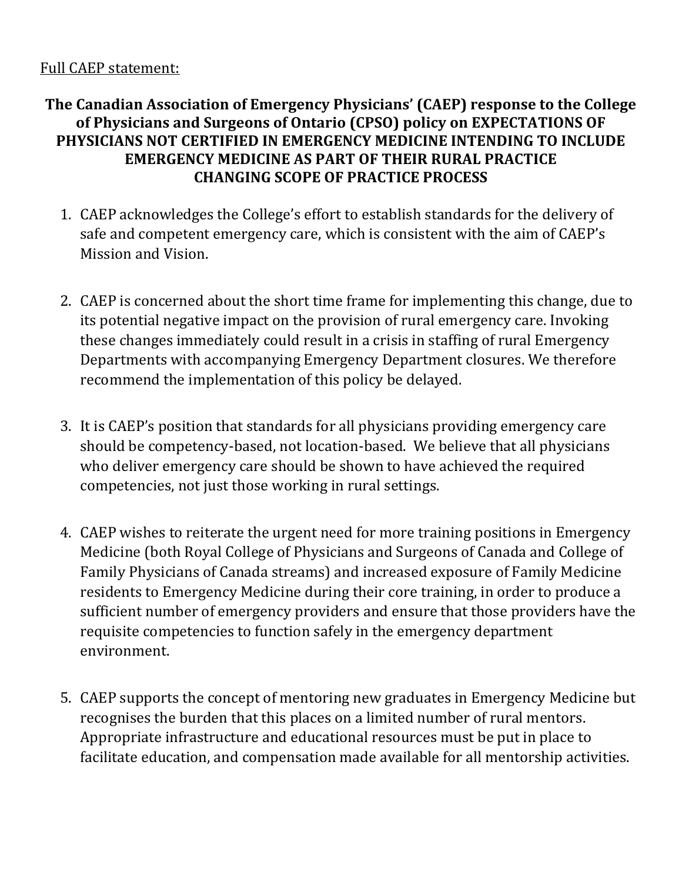<u>Full CAEP statement:</u>

**The Canadian Association of Emergency Physicians' (CAEP) response to the College of Physicians and Surgeons of Ontario (CPSO) policy on EXPECTATIONS OF PHYSICIANS NOT CERTIFIED IN EMERGENCY MEDICINE INTENDING TO INCLUDE EMERGENCY MEDICINE AS PART OF THEIR RURAL PRACTICE CHANGING SCOPE OF PRACTICE PROCESS**

1. CAEP acknowledges the College's effort to establish standards for the delivery of safe and competent emergency care, which is consistent with the aim of CAEP's Mission and Vision.

2. CAEP is concerned about the short time frame for implementing this change, due to its potential negative impact on the provision of rural emergency care. Invoking these changes immediately could result in a crisis in staffing of rural Emergency Departments with accompanying Emergency Department closures. We therefore recommend the implementation of this policy be delayed.

3. It is CAEP's position that standards for all physicians providing emergency care should be competency-based, not location-based. We believe that all physicians who deliver emergency care should be shown to have achieved the required competencies, not just those working in rural settings.

4. CAEP wishes to reiterate the urgent need for more training positions in Emergency Medicine (both Royal College of Physicians and Surgeons of Canada and College of Family Physicians of Canada streams) and increased exposure of Family Medicine residents to Emergency Medicine during their core training, in order to produce a sufficient number of emergency providers and ensure that those providers have the requisite competencies to function safely in the emergency department environment.

5. CAEP supports the concept of mentoring new graduates in Emergency Medicine but recognises the burden that this places on a limited number of rural mentors. Appropriate infrastructure and educational resources must be put in place to facilitate education, and compensation made available for all mentorship activities.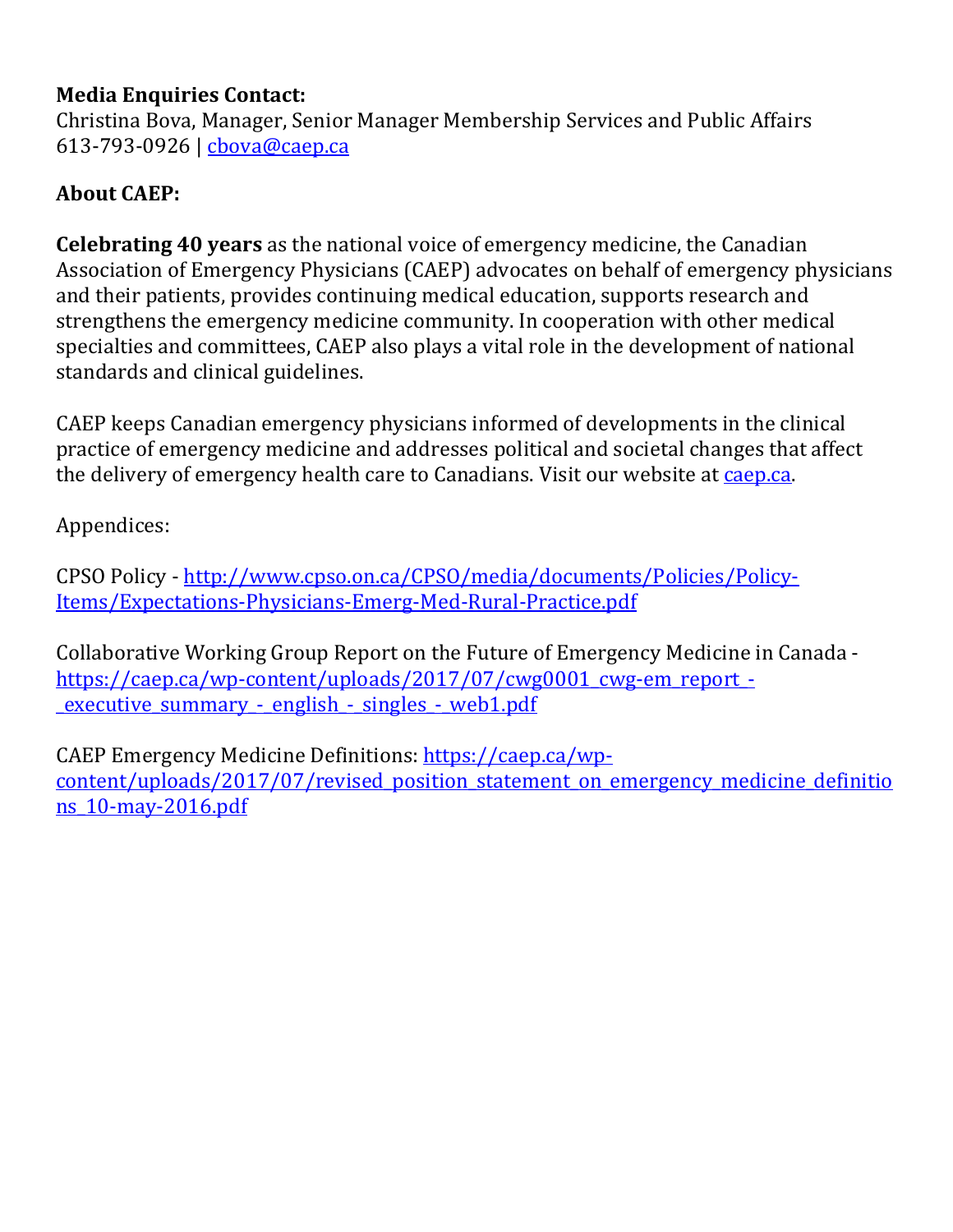**Media Enquiries Contact:**
Christina Bova, Manager, Senior Manager Membership Services and Public Affairs
613-793-0926 | [cbova@caep.ca](mailto:cbova@caep.ca)

**About CAEP:**

**Celebrating 40 years** as the national voice of emergency medicine, the Canadian Association of Emergency Physicians (CAEP) advocates on behalf of emergency physicians and their patients, provides continuing medical education, supports research and strengthens the emergency medicine community. In cooperation with other medical specialties and committees, CAEP also plays a vital role in the development of national standards and clinical guidelines.

CAEP keeps Canadian emergency physicians informed of developments in the clinical practice of emergency medicine and addresses political and societal changes that affect the delivery of emergency health care to Canadians. Visit our website at [caep.ca](http://caep.ca).

Appendices:

CPSO Policy - [http://www.cpso.on.ca/CPSO/media/documents/Policies/Policy-Items/Expectations-Physicians-Emerg-Med-Rural-Practice.pdf](http://www.cpso.on.ca/CPSO/media/documents/Policies/Policy-Items/Expectations-Physicians-Emerg-Med-Rural-Practice.pdf)

Collaborative Working Group Report on the Future of Emergency Medicine in Canada - [https://caep.ca/wp-content/uploads/2017/07/cwg0001_cwg-em_report_-_executive_summary_-_english_-_singles_-_web1.pdf](https://caep.ca/wp-content/uploads/2017/07/cwg0001_cwg-em_report_-_executive_summary_-_english_-_singles_-_web1.pdf)

CAEP Emergency Medicine Definitions: [https://caep.ca/wp-content/uploads/2017/07/revised_position_statement_on_emergency_medicine_definitions_10-may-2016.pdf](https://caep.ca/wp-content/uploads/2017/07/revised_position_statement_on_emergency_medicine_definitions_10-may-2016.pdf)